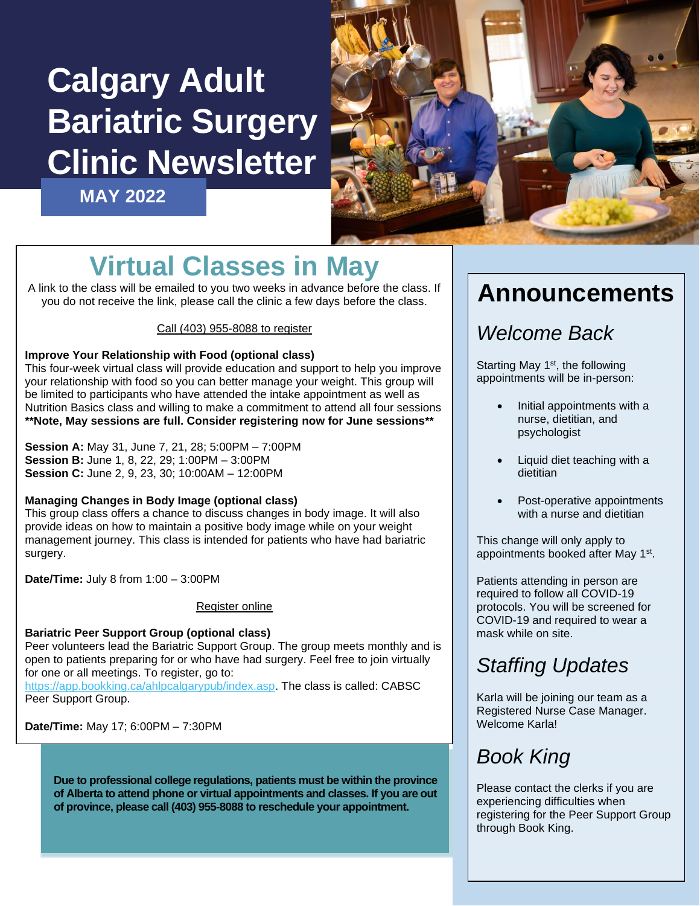# Calgary Adult Bariatric Surgery Clinic Newsletter

**MAY 2022**

## Virtual Classes in May

A link to the class will be emailed to you two weeks in advance before the class. If you do not receive the link, please call the clinic a few days before the class.

Call (403) 955-8088 to register

**Improve Your Relationship with Food (optional class)**
This four-week virtual class will provide education and support to help you improve your relationship with food so you can better manage your weight. This group will be limited to participants who have attended the intake appointment as well as Nutrition Basics class and willing to make a commitment to attend all four sessions
**\*\*Note, May sessions are full. Consider registering now for June sessions\*\***

**Session A:** May 31, June 7, 21, 28; 5:00PM – 7:00PM
**Session B:** June 1, 8, 22, 29; 1:00PM – 3:00PM
**Session C:** June 2, 9, 23, 30; 10:00AM – 12:00PM

**Managing Changes in Body Image (optional class)**
This group class offers a chance to discuss changes in body image. It will also provide ideas on how to maintain a positive body image while on your weight management journey. This class is intended for patients who have had bariatric surgery.

**Date/Time:** July 8 from 1:00 – 3:00PM

Register online

**Bariatric Peer Support Group (optional class)**
Peer volunteers lead the Bariatric Support Group. The group meets monthly and is open to patients preparing for or who have had surgery. Feel free to join virtually for one or all meetings. To register, go to: https://app.bookking.ca/ahlpcalgarypub/index.asp. The class is called: CABSC Peer Support Group.

**Date/Time:** May 17; 6:00PM – 7:30PM

**Due to professional college regulations, patients must be within the province of Alberta to attend phone or virtual appointments and classes. If you are out of province, please call (403) 955-8088 to reschedule your appointment.**

## Announcements

### *Welcome Back*

Starting May 1st, the following appointments will be in-person:

- Initial appointments with a nurse, dietitian, and psychologist
- Liquid diet teaching with a dietitian
- Post-operative appointments with a nurse and dietitian

This change will only apply to appointments booked after May 1st.

Patients attending in person are required to follow all COVID-19 protocols. You will be screened for COVID-19 and required to wear a mask while on site.

### *Staffing Updates*

Karla will be joining our team as a Registered Nurse Case Manager. Welcome Karla!

### *Book King*

Please contact the clerks if you are experiencing difficulties when registering for the Peer Support Group through Book King.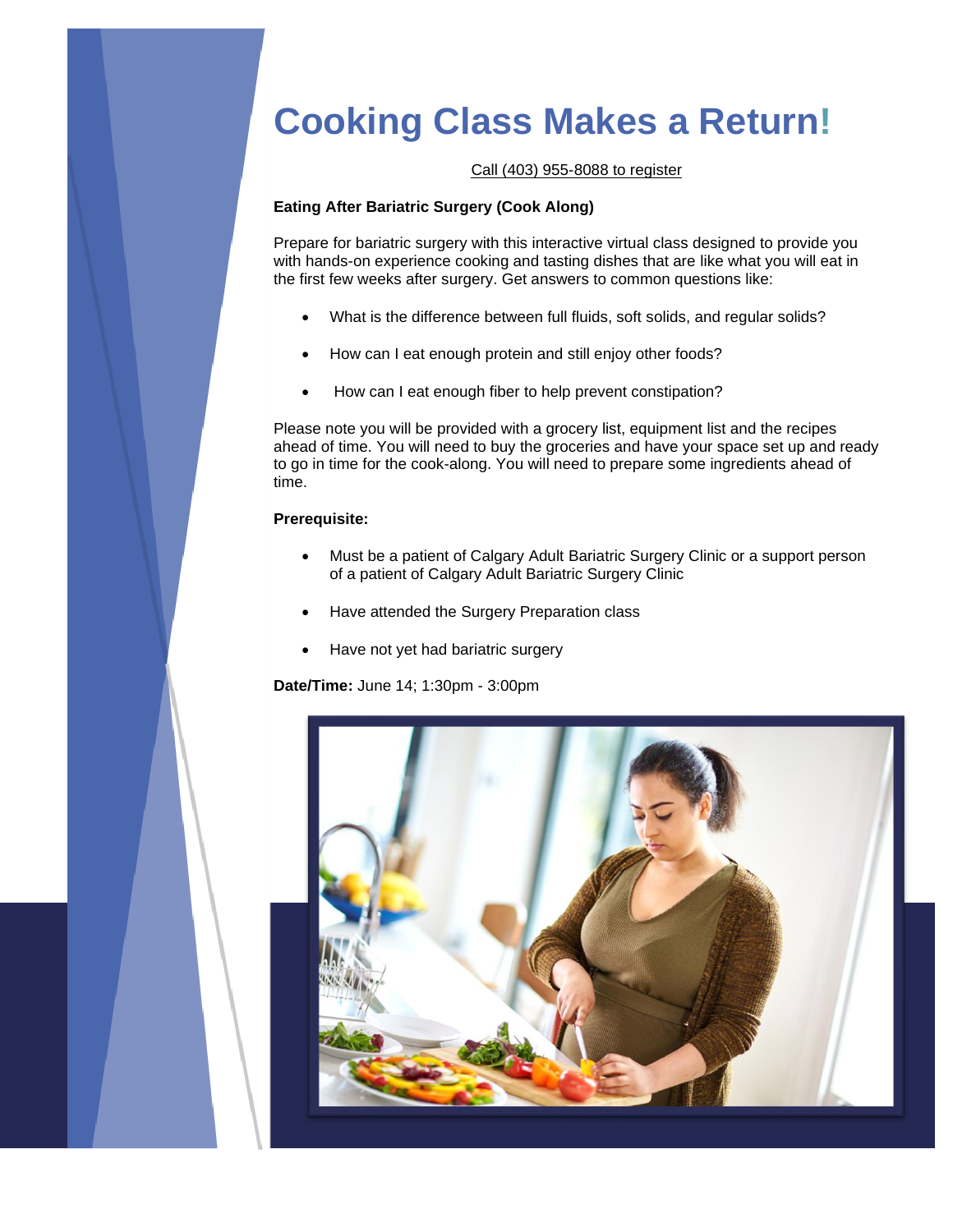# Cooking Class Makes a Return!

Call (403) 955-8088 to register

**Eating After Bariatric Surgery (Cook Along)**

Prepare for bariatric surgery with this interactive virtual class designed to provide you with hands-on experience cooking and tasting dishes that are like what you will eat in the first few weeks after surgery. Get answers to common questions like:

- What is the difference between full fluids, soft solids, and regular solids?
- How can I eat enough protein and still enjoy other foods?
- How can I eat enough fiber to help prevent constipation?

Please note you will be provided with a grocery list, equipment list and the recipes ahead of time. You will need to buy the groceries and have your space set up and ready to go in time for the cook-along. You will need to prepare some ingredients ahead of time.

**Prerequisite:**

- Must be a patient of Calgary Adult Bariatric Surgery Clinic or a support person of a patient of Calgary Adult Bariatric Surgery Clinic
- Have attended the Surgery Preparation class
- Have not yet had bariatric surgery

**Date/Time:** June 14; 1:30pm - 3:00pm